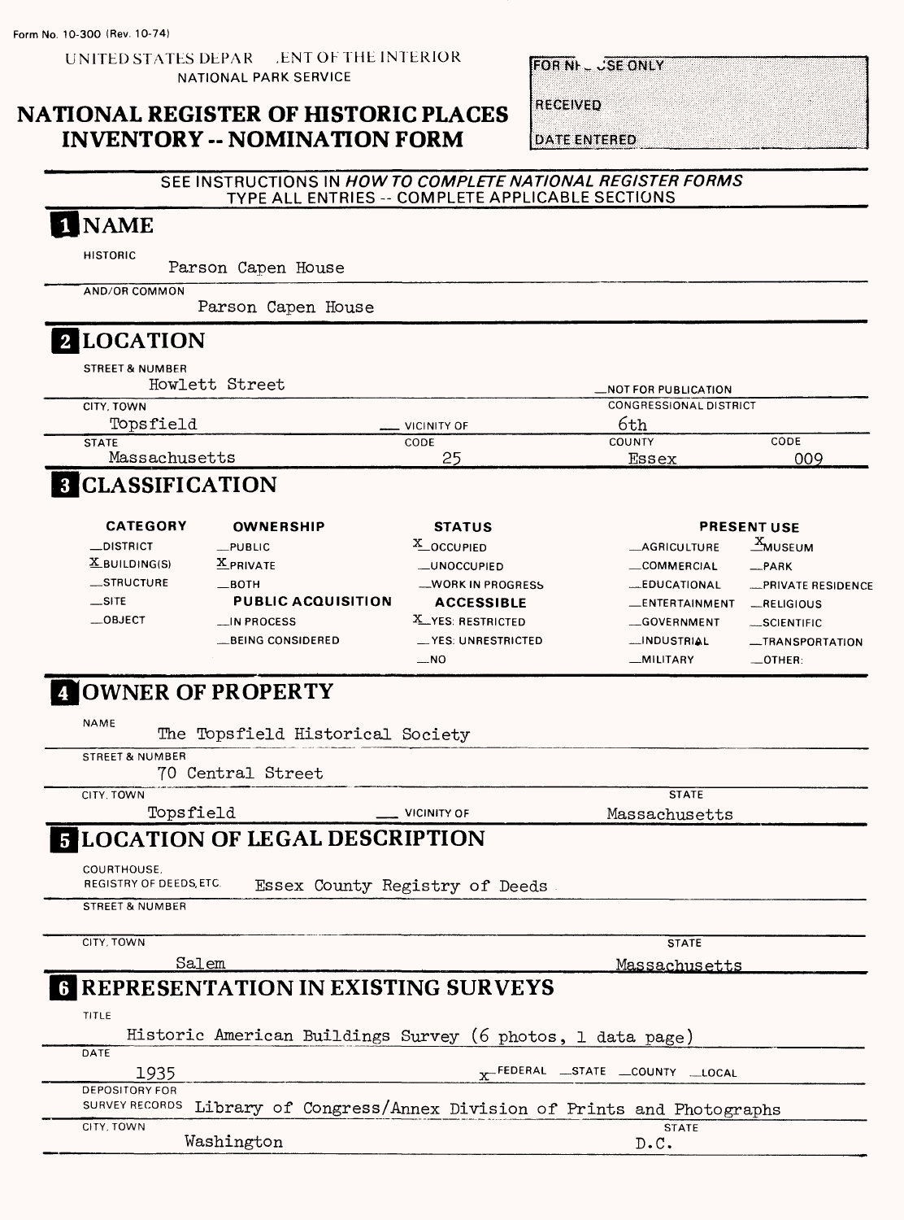Form No. 10-300 (Rev. 10-74)

UNITED STATES DEPARTMENT OF THE INTERIOR
NATIONAL PARK SERVICE

# NATIONAL REGISTER OF HISTORIC PLACES INVENTORY -- NOMINATION FORM

| FOR NPS USE ONLY |
|---|
| RECEIVED |
| DATE ENTERED |

SEE INSTRUCTIONS IN *HOW TO COMPLETE NATIONAL REGISTER FORMS*
TYPE ALL ENTRIES -- COMPLETE APPLICABLE SECTIONS

## 1 NAME

HISTORIC
Parson Capen House

AND/OR COMMON
Parson Capen House

## 2 LOCATION

STREET & NUMBER
Howlett Street

__NOT FOR PUBLICATION

CITY, TOWN
Topsfield __ VICINITY OF

CONGRESSIONAL DISTRICT
6th

| STATE | CODE | COUNTY | CODE |
|---|---|---|---|
| Massachusetts | 25 | Essex | 009 |

## 3 CLASSIFICATION

| CATEGORY | OWNERSHIP | STATUS | PRESENT USE | |
|---|---|---|---|---|
| __DISTRICT | __PUBLIC | X OCCUPIED | __AGRICULTURE | X MUSEUM |
| X BUILDING(S) | X PRIVATE | __UNOCCUPIED | __COMMERCIAL | __PARK |
| __STRUCTURE | __BOTH | __WORK IN PROGRESS | __EDUCATIONAL | __PRIVATE RESIDENCE |
| __SITE | **PUBLIC ACQUISITION** | **ACCESSIBLE** | __ENTERTAINMENT | __RELIGIOUS |
| __OBJECT | __IN PROCESS | X YES: RESTRICTED | __GOVERNMENT | __SCIENTIFIC |
| | __BEING CONSIDERED | __YES: UNRESTRICTED | __INDUSTRIAL | __TRANSPORTATION |
| | | __NO | __MILITARY | __OTHER: |

## 4 OWNER OF PROPERTY

NAME
The Topsfield Historical Society

STREET & NUMBER
70 Central Street

CITY, TOWN
Topsfield __ VICINITY OF

STATE
Massachusetts

## 5 LOCATION OF LEGAL DESCRIPTION

COURTHOUSE, REGISTRY OF DEEDS, ETC. Essex County Registry of Deeds

STREET & NUMBER

CITY, TOWN
Salem

STATE
Massachusetts

## 6 REPRESENTATION IN EXISTING SURVEYS

TITLE
Historic American Buildings Survey (6 photos, 1 data page)

DATE
1935

X FEDERAL __STATE __COUNTY __LOCAL

DEPOSITORY FOR SURVEY RECORDS Library of Congress/Annex Division of Prints and Photographs

CITY, TOWN
Washington

STATE
D.C.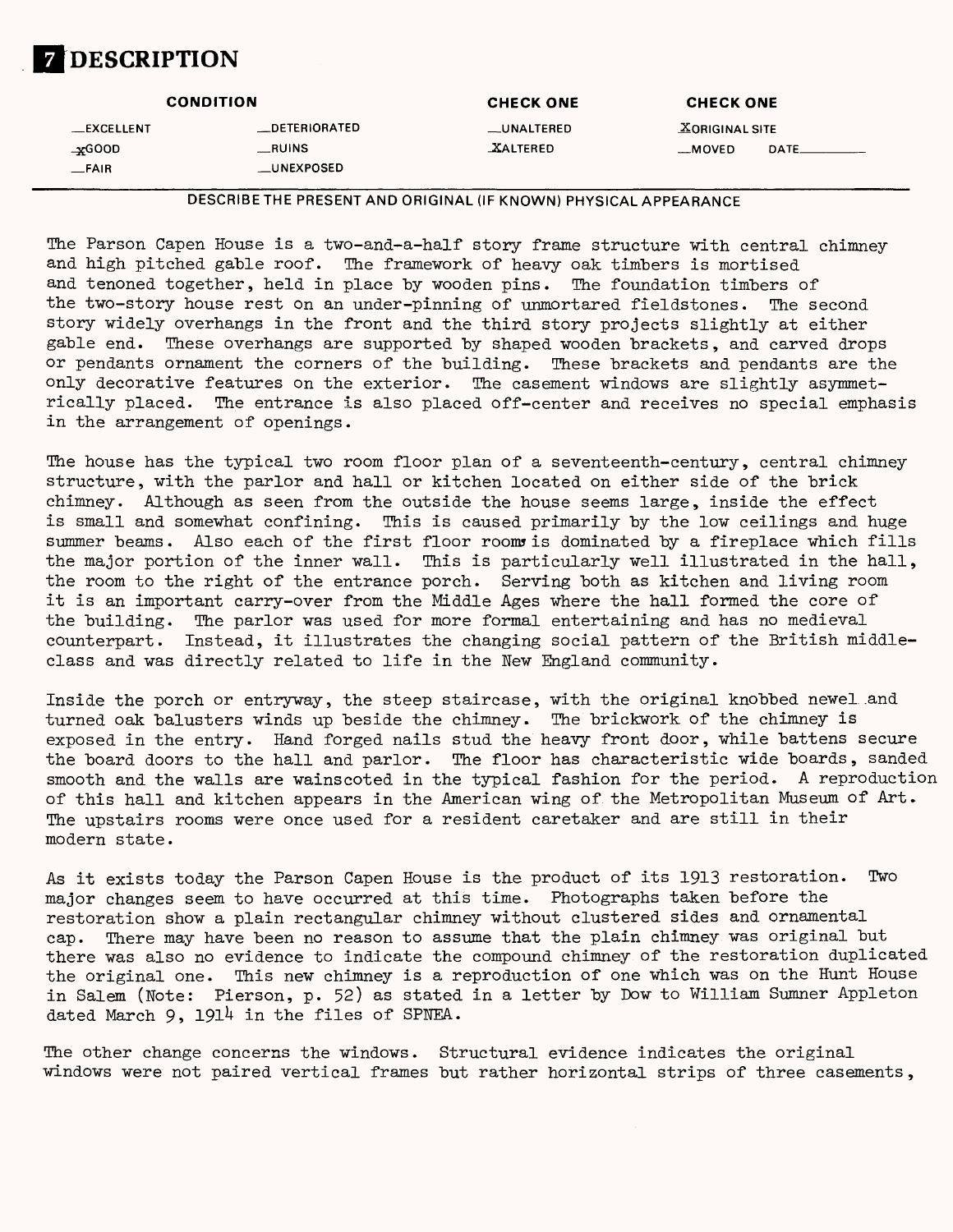# 7 DESCRIPTION

| CONDITION | | CHECK ONE | CHECK ONE |
|---|---|---|---|
| __EXCELLENT | __DETERIORATED | __UNALTERED | X ORIGINAL SITE |
| x GOOD | __RUINS | X ALTERED | __MOVED DATE______ |
| __FAIR | __UNEXPOSED | | |

DESCRIBE THE PRESENT AND ORIGINAL (IF KNOWN) PHYSICAL APPEARANCE

The Parson Capen House is a two-and-a-half story frame structure with central chimney and high pitched gable roof. The framework of heavy oak timbers is mortised and tenoned together, held in place by wooden pins. The foundation timbers of the two-story house rest on an under-pinning of unmortared fieldstones. The second story widely overhangs in the front and the third story projects slightly at either gable end. These overhangs are supported by shaped wooden brackets, and carved drops or pendants ornament the corners of the building. These brackets and pendants are the only decorative features on the exterior. The casement windows are slightly asymmetrically placed. The entrance is also placed off-center and receives no special emphasis in the arrangement of openings.

The house has the typical two room floor plan of a seventeenth-century, central chimney structure, with the parlor and hall or kitchen located on either side of the brick chimney. Although as seen from the outside the house seems large, inside the effect is small and somewhat confining. This is caused primarily by the low ceilings and huge summer beams. Also each of the first floor rooms is dominated by a fireplace which fills the major portion of the inner wall. This is particularly well illustrated in the hall, the room to the right of the entrance porch. Serving both as kitchen and living room it is an important carry-over from the Middle Ages where the hall formed the core of the building. The parlor was used for more formal entertaining and has no medieval counterpart. Instead, it illustrates the changing social pattern of the British middle-class and was directly related to life in the New England community.

Inside the porch or entryway, the steep staircase, with the original knobbed newel and turned oak balusters winds up beside the chimney. The brickwork of the chimney is exposed in the entry. Hand forged nails stud the heavy front door, while battens secure the board doors to the hall and parlor. The floor has characteristic wide boards, sanded smooth and the walls are wainscoted in the typical fashion for the period. A reproduction of this hall and kitchen appears in the American wing of the Metropolitan Museum of Art. The upstairs rooms were once used for a resident caretaker and are still in their modern state.

As it exists today the Parson Capen House is the product of its 1913 restoration. Two major changes seem to have occurred at this time. Photographs taken before the restoration show a plain rectangular chimney without clustered sides and ornamental cap. There may have been no reason to assume that the plain chimney was original but there was also no evidence to indicate the compound chimney of the restoration duplicated the original one. This new chimney is a reproduction of one which was on the Hunt House in Salem (Note: Pierson, p. 52) as stated in a letter by Dow to William Sumner Appleton dated March 9, 1914 in the files of SPNEA.

The other change concerns the windows. Structural evidence indicates the original windows were not paired vertical frames but rather horizontal strips of three casements,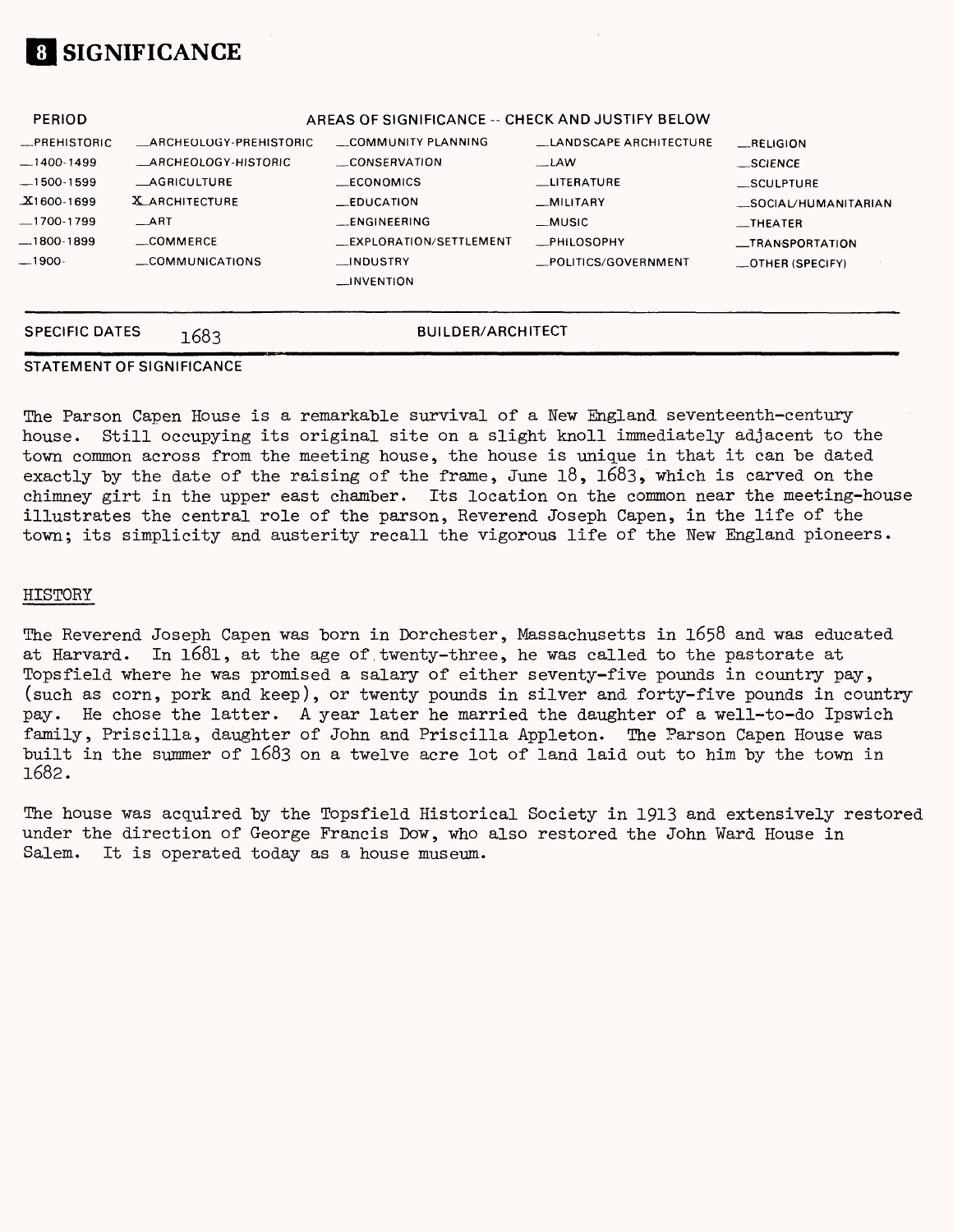# 8 SIGNIFICANCE

| PERIOD | AREAS OF SIGNIFICANCE -- CHECK AND JUSTIFY BELOW | | | |
|---|---|---|---|---|
| _PREHISTORIC | _ARCHEOLOGY-PREHISTORIC | _COMMUNITY PLANNING | _LANDSCAPE ARCHITECTURE | _RELIGION |
| _1400-1499 | _ARCHEOLOGY-HISTORIC | _CONSERVATION | _LAW | _SCIENCE |
| _1500-1599 | _AGRICULTURE | _ECONOMICS | _LITERATURE | _SCULPTURE |
| X1600-1699 | X ARCHITECTURE | _EDUCATION | _MILITARY | _SOCIAL/HUMANITARIAN |
| _1700-1799 | _ART | _ENGINEERING | _MUSIC | _THEATER |
| _1800-1899 | _COMMERCE | _EXPLORATION/SETTLEMENT | _PHILOSOPHY | _TRANSPORTATION |
| _1900- | _COMMUNICATIONS | _INDUSTRY | _POLITICS/GOVERNMENT | _OTHER (SPECIFY) |
| | | _INVENTION | | |

SPECIFIC DATES 1683 BUILDER/ARCHITECT

STATEMENT OF SIGNIFICANCE

The Parson Capen House is a remarkable survival of a New England seventeenth-century house. Still occupying its original site on a slight knoll immediately adjacent to the town common across from the meeting house, the house is unique in that it can be dated exactly by the date of the raising of the frame, June 18, 1683, which is carved on the chimney girt in the upper east chamber. Its location on the common near the meeting-house illustrates the central role of the parson, Reverend Joseph Capen, in the life of the town; its simplicity and austerity recall the vigorous life of the New England pioneers.

HISTORY

The Reverend Joseph Capen was born in Dorchester, Massachusetts in 1658 and was educated at Harvard. In 1681, at the age of twenty-three, he was called to the pastorate at Topsfield where he was promised a salary of either seventy-five pounds in country pay, (such as corn, pork and keep), or twenty pounds in silver and forty-five pounds in country pay. He chose the latter. A year later he married the daughter of a well-to-do Ipswich family, Priscilla, daughter of John and Priscilla Appleton. The Parson Capen House was built in the summer of 1683 on a twelve acre lot of land laid out to him by the town in 1682.

The house was acquired by the Topsfield Historical Society in 1913 and extensively restored under the direction of George Francis Dow, who also restored the John Ward House in Salem. It is operated today as a house museum.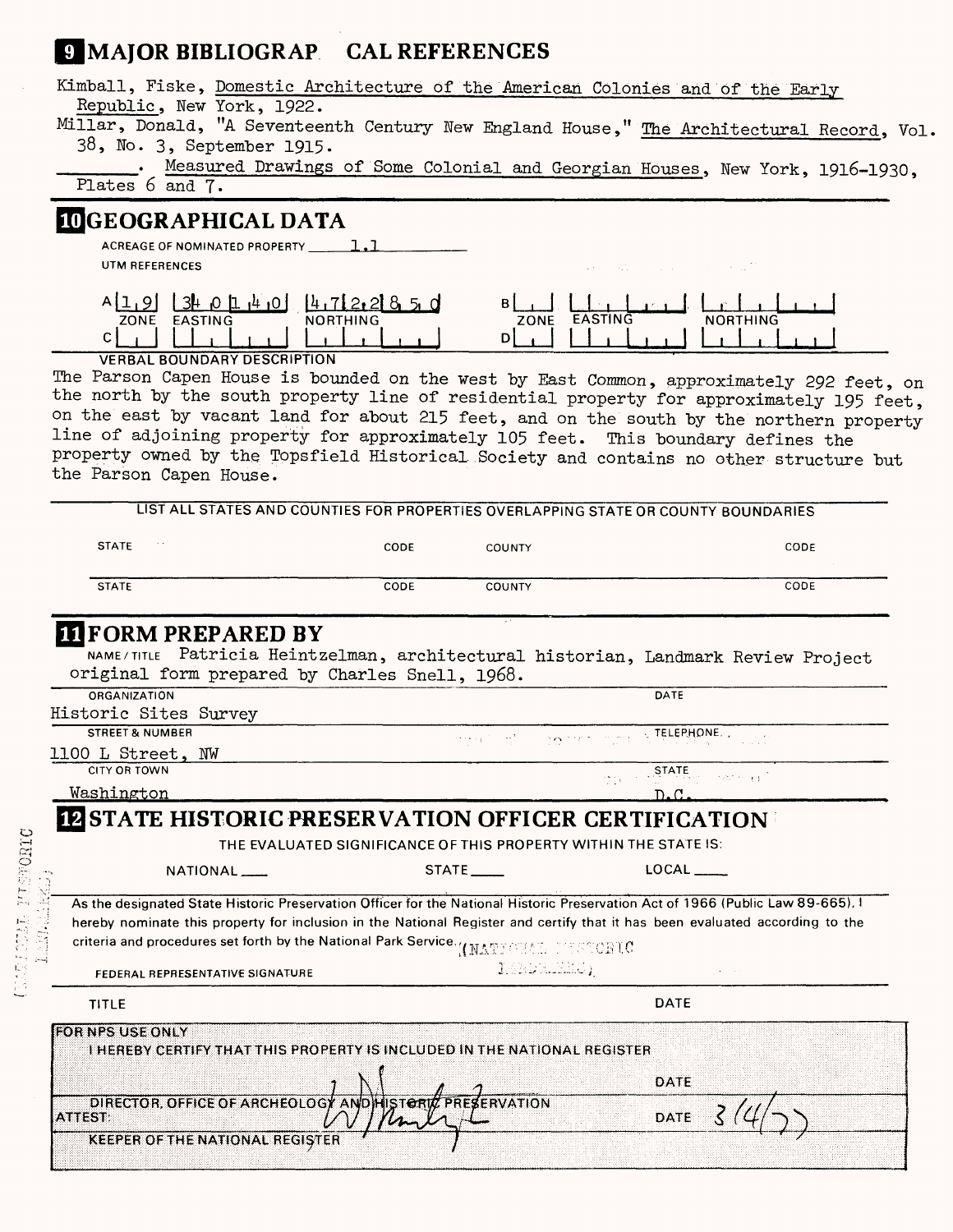## 9 MAJOR BIBLIOGRAPHICAL REFERENCES

Kimball, Fiske, Domestic Architecture of the American Colonies and of the Early Republic, New York, 1922.

Millar, Donald, "A Seventeenth Century New England House," The Architectural Record, Vol. 38, No. 3, September 1915.

\_\_\_\_\_\_\_. Measured Drawings of Some Colonial and Georgian Houses, New York, 1916-1930, Plates 6 and 7.

## 10 GEOGRAPHICAL DATA

ACREAGE OF NOMINATED PROPERTY 1.1

UTM REFERENCES

| | ZONE | EASTING | NORTHING |
|---|---|---|---|
| A | 19 | 340140 | 4722850 |
| B | | | |
| C | | | |
| D | | | |

VERBAL BOUNDARY DESCRIPTION

The Parson Capen House is bounded on the west by East Common, approximately 292 feet, on the north by the south property line of residential property for approximately 195 feet, on the east by vacant land for about 215 feet, and on the south by the northern property line of adjoining property for approximately 105 feet. This boundary defines the property owned by the Topsfield Historical Society and contains no other structure but the Parson Capen House.

LIST ALL STATES AND COUNTIES FOR PROPERTIES OVERLAPPING STATE OR COUNTY BOUNDARIES

| STATE | CODE | COUNTY | CODE |
|---|---|---|---|
| STATE | CODE | COUNTY | CODE |

## 11 FORM PREPARED BY

NAME / TITLE Patricia Heintzelman, architectural historian, Landmark Review Project original form prepared by Charles Snell, 1968.

ORGANIZATION Historic Sites Survey

DATE

STREET & NUMBER 1100 L Street, NW

TELEPHONE

CITY OR TOWN Washington

STATE D.C.

## 12 STATE HISTORIC PRESERVATION OFFICER CERTIFICATION

THE EVALUATED SIGNIFICANCE OF THIS PROPERTY WITHIN THE STATE IS:

NATIONAL \_\_\_ STATE \_\_\_ LOCAL \_\_\_

As the designated State Historic Preservation Officer for the National Historic Preservation Act of 1966 (Public Law 89-665), I hereby nominate this property for inclusion in the National Register and certify that it has been evaluated according to the criteria and procedures set forth by the National Park Service. (NATIONAL HISTORIC LANDMARKS)

FEDERAL REPRESENTATIVE SIGNATURE

TITLE

DATE

FOR NPS USE ONLY

I HEREBY CERTIFY THAT THIS PROPERTY IS INCLUDED IN THE NATIONAL REGISTER

DIRECTOR, OFFICE OF ARCHEOLOGY AND HISTORIC PRESERVATION

DATE

ATTEST:

DATE 3/4/77

KEEPER OF THE NATIONAL REGISTER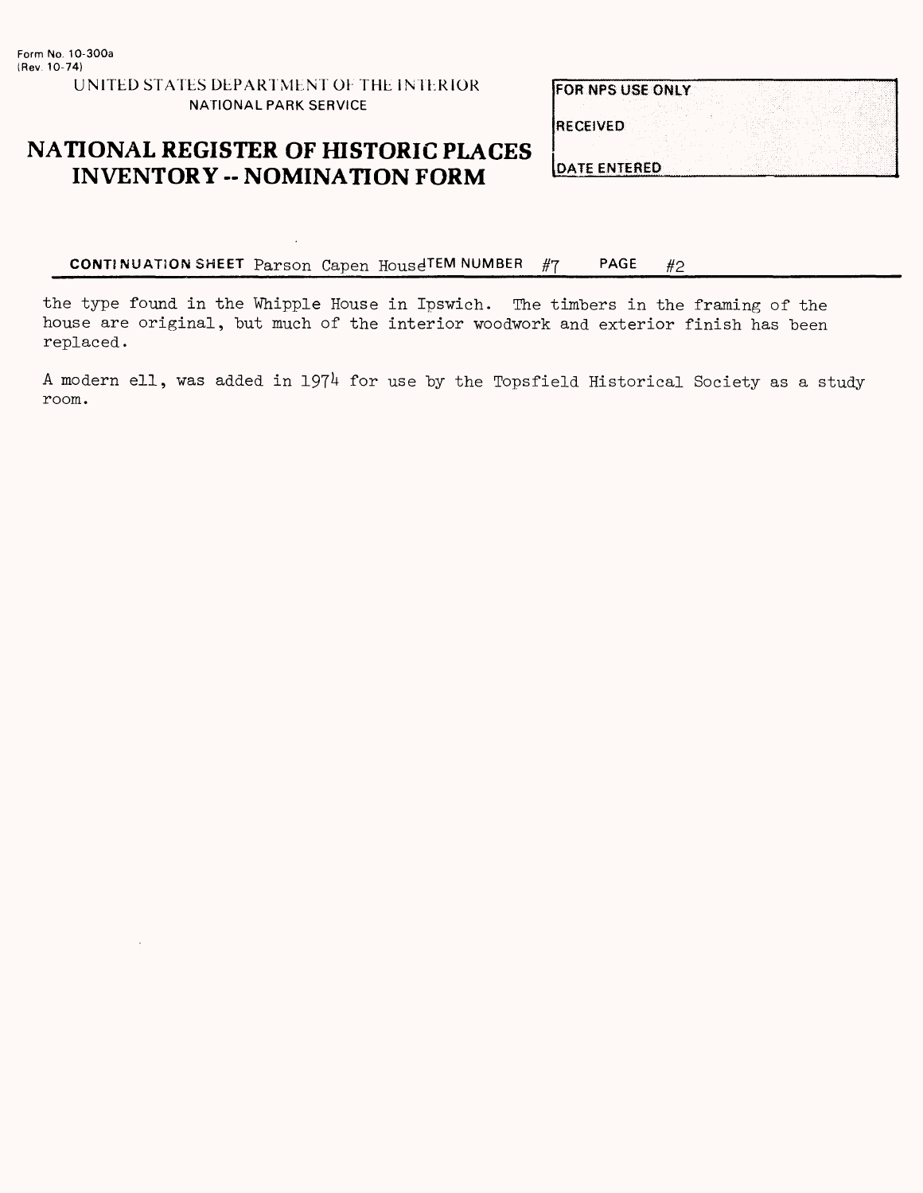Form No. 10-300a
(Rev. 10-74)

UNITED STATES DEPARTMENT OF THE INTERIOR
NATIONAL PARK SERVICE

# NATIONAL REGISTER OF HISTORIC PLACES INVENTORY -- NOMINATION FORM

| FOR NPS USE ONLY |
| --- |
| RECEIVED |
| DATE ENTERED |

**CONTINUATION SHEET** Parson Capen House **ITEM NUMBER** #7 **PAGE** #2

the type found in the Whipple House in Ipswich. The timbers in the framing of the house are original, but much of the interior woodwork and exterior finish has been replaced.

A modern ell, was added in 1974 for use by the Topsfield Historical Society as a study room.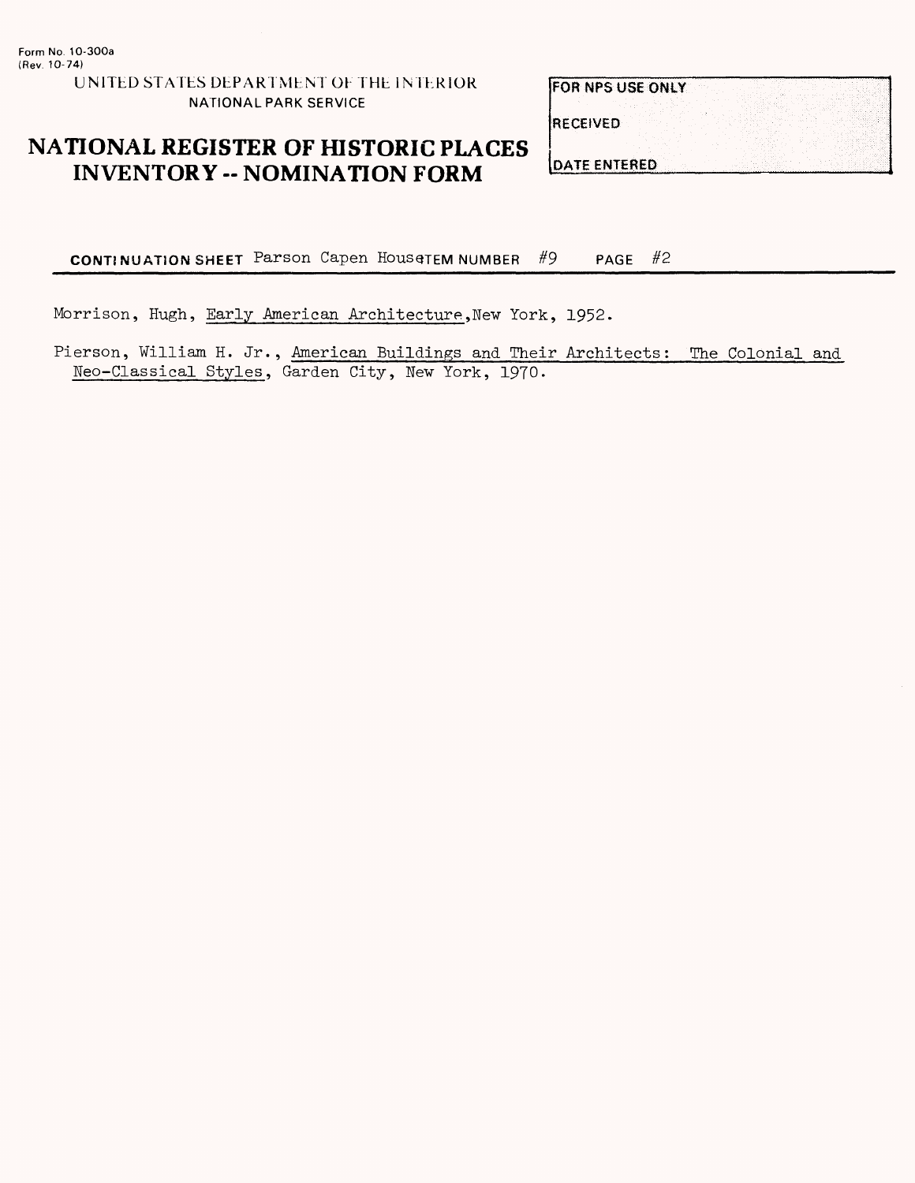Form No. 10-300a
(Rev. 10-74)

UNITED STATES DEPARTMENT OF THE INTERIOR
NATIONAL PARK SERVICE

# NATIONAL REGISTER OF HISTORIC PLACES INVENTORY -- NOMINATION FORM

| FOR NPS USE ONLY |
| --- |
| RECEIVED |
| DATE ENTERED |

**CONTINUATION SHEET** Parson Capen House **ITEM NUMBER** #9 **PAGE** #2

Morrison, Hugh, Early American Architecture, New York, 1952.

Pierson, William H. Jr., American Buildings and Their Architects: The Colonial and Neo-Classical Styles, Garden City, New York, 1970.